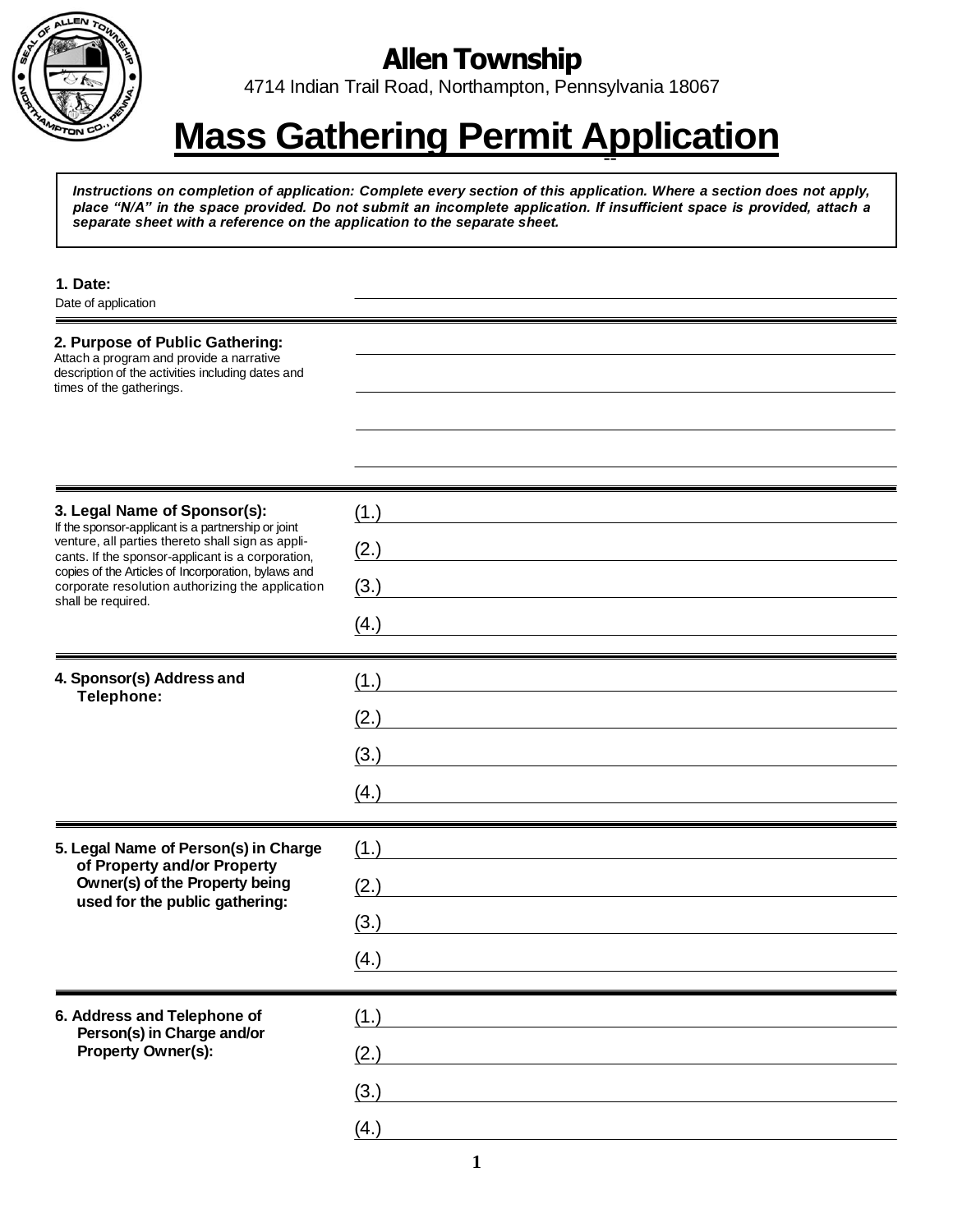# Allen Township

4714 Indian Trail Road, Northampton, Pennsylvania 18067

# Mass Gathering Permit Application

***Instructions on completion of application: Complete every section of this application. Where a section does not apply, place "N/A" in the space provided. Do not submit an incomplete application. If insufficient space is provided, attach a separate sheet with a reference on the application to the separate sheet.***

**1. Date:**
Date of application

______________________________

**2. Purpose of Public Gathering:**
Attach a program and provide a narrative description of the activities including dates and times of the gatherings.

______________________________

______________________________

______________________________

______________________________

**3. Legal Name of Sponsor(s):**
If the sponsor-applicant is a partnership or joint venture, all parties thereto shall sign as applicants. If the sponsor-applicant is a corporation, copies of the Articles of Incorporation, bylaws and corporate resolution authorizing the application shall be required.

(1.) ______________________________

(2.) ______________________________

(3.) ______________________________

(4.) ______________________________

**4. Sponsor(s) Address and Telephone:**

(1.) ______________________________

(2.) ______________________________

(3.) ______________________________

(4.) ______________________________

**5. Legal Name of Person(s) in Charge of Property and/or Property Owner(s) of the Property being used for the public gathering:**

(1.) ______________________________

(2.) ______________________________

(3.) ______________________________

(4.) ______________________________

**6. Address and Telephone of Person(s) in Charge and/or Property Owner(s):**

(1.) ______________________________

(2.) ______________________________

(3.) ______________________________

(4.) ______________________________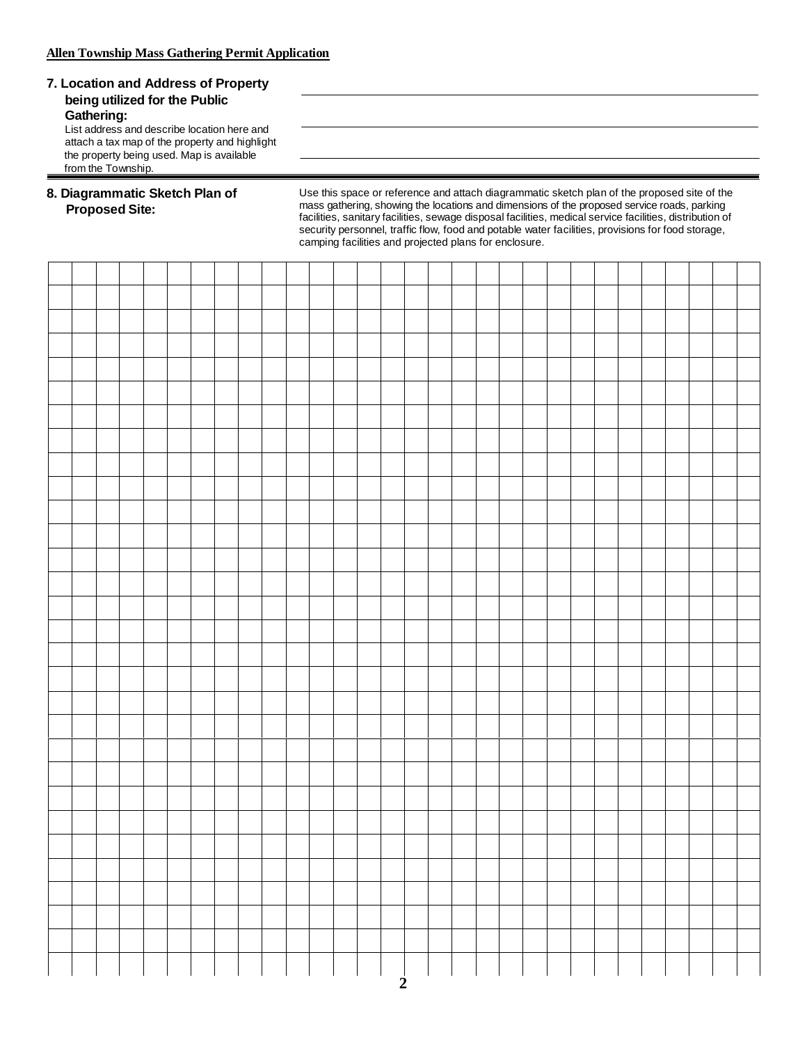**Allen Township Mass Gathering Permit Application**

**7. Location and Address of Property being utilized for the Public Gathering:**

List address and describe location here and attach a tax map of the property and highlight the property being used. Map is available from the Township.

\_\_\_\_\_\_\_\_\_\_\_\_\_\_\_\_\_\_\_\_\_\_\_\_\_\_\_\_\_\_\_\_\_\_\_\_\_\_\_\_\_\_\_\_\_\_\_\_\_\_\_\_\_\_\_\_

\_\_\_\_\_\_\_\_\_\_\_\_\_\_\_\_\_\_\_\_\_\_\_\_\_\_\_\_\_\_\_\_\_\_\_\_\_\_\_\_\_\_\_\_\_\_\_\_\_\_\_\_\_\_\_\_

\_\_\_\_\_\_\_\_\_\_\_\_\_\_\_\_\_\_\_\_\_\_\_\_\_\_\_\_\_\_\_\_\_\_\_\_\_\_\_\_\_\_\_\_\_\_\_\_\_\_\_\_\_\_\_\_

**8. Diagrammatic Sketch Plan of Proposed Site:**

Use this space or reference and attach diagrammatic sketch plan of the proposed site of the mass gathering, showing the locations and dimensions of the proposed service roads, parking facilities, sanitary facilities, sewage disposal facilities, medical service facilities, distribution of security personnel, traffic flow, food and potable water facilities, provisions for food storage, camping facilities and projected plans for enclosure.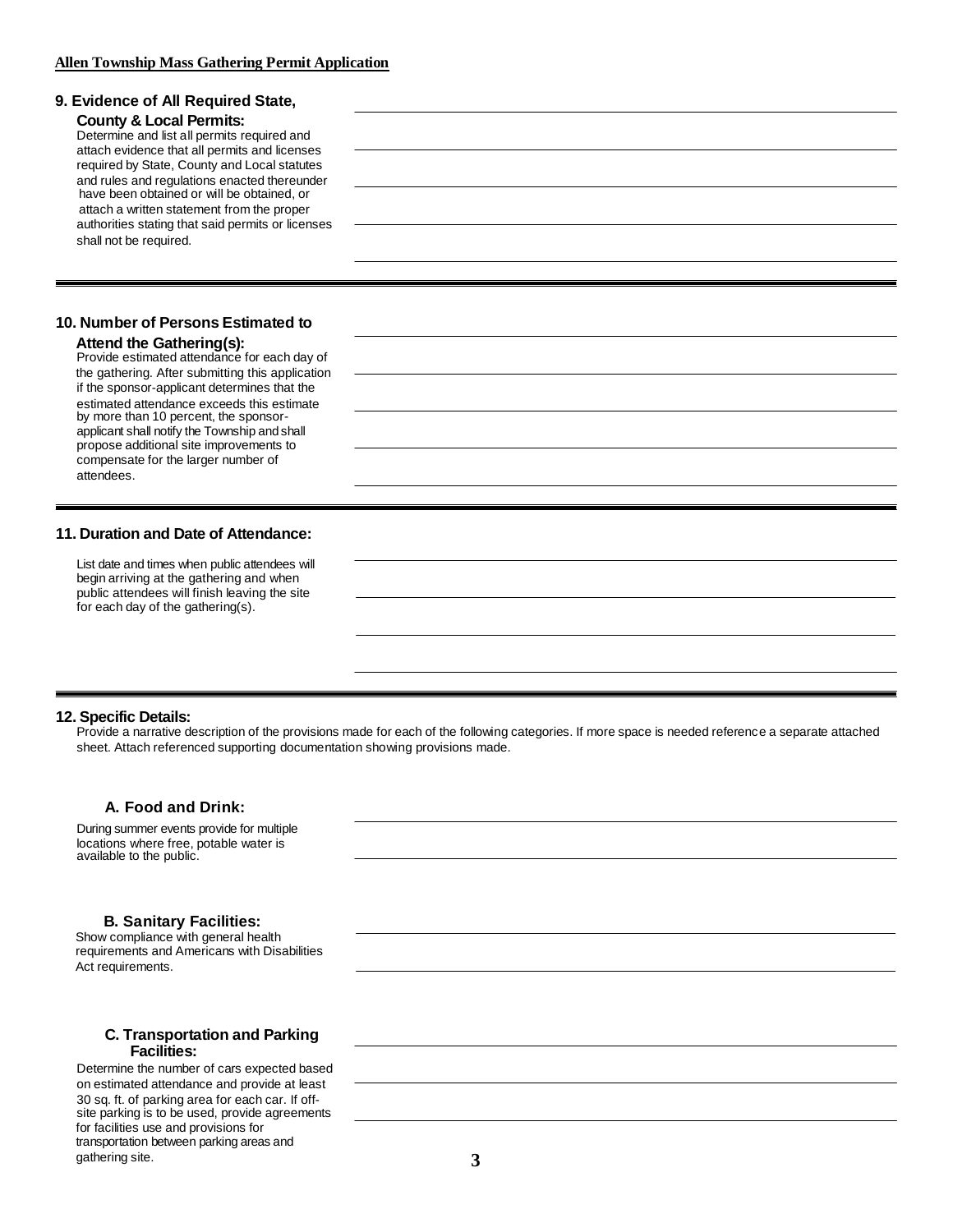**Allen Township Mass Gathering Permit Application**

### 9. Evidence of All Required State, County & Local Permits:

Determine and list all permits required and attach evidence that all permits and licenses required by State, County and Local statutes and rules and regulations enacted thereunder have been obtained or will be obtained, or attach a written statement from the proper authorities stating that said permits or licenses shall not be required.

---

### 10. Number of Persons Estimated to Attend the Gathering(s):

Provide estimated attendance for each day of the gathering. After submitting this application if the sponsor-applicant determines that the estimated attendance exceeds this estimate by more than 10 percent, the sponsor-applicant shall notify the Township and shall propose additional site improvements to compensate for the larger number of attendees.

---

### 11. Duration and Date of Attendance:

List date and times when public attendees will begin arriving at the gathering and when public attendees will finish leaving the site for each day of the gathering(s).

---

### 12. Specific Details:

Provide a narrative description of the provisions made for each of the following categories. If more space is needed reference a separate attached sheet. Attach referenced supporting documentation showing provisions made.

#### A. Food and Drink:

During summer events provide for multiple locations where free, potable water is available to the public.

#### B. Sanitary Facilities:

Show compliance with general health requirements and Americans with Disabilities Act requirements.

#### C. Transportation and Parking Facilities:

Determine the number of cars expected based on estimated attendance and provide at least 30 sq. ft. of parking area for each car. If off-site parking is to be used, provide agreements for facilities use and provisions for transportation between parking areas and gathering site.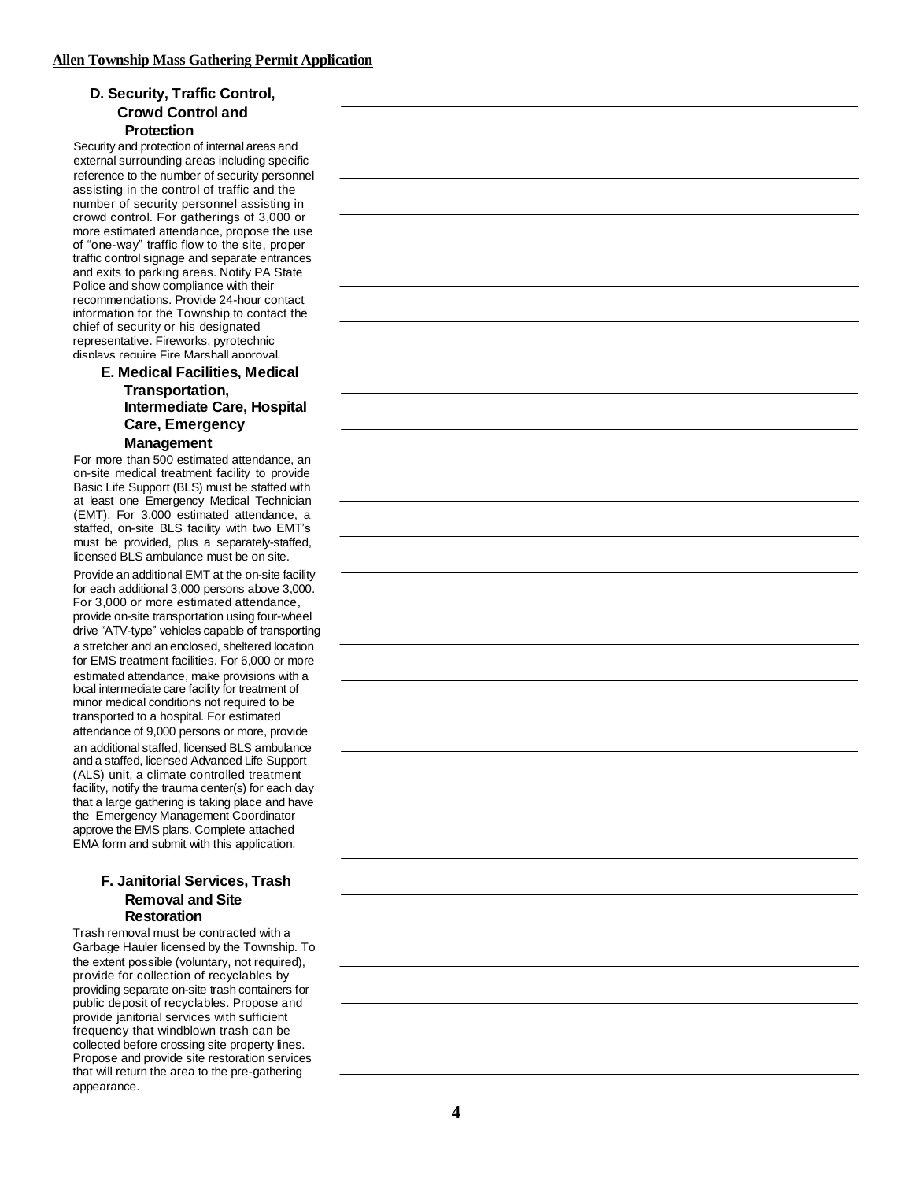### D. Security, Traffic Control, Crowd Control and Protection

Security and protection of internal areas and external surrounding areas including specific reference to the number of security personnel assisting in the control of traffic and the number of security personnel assisting in crowd control. For gatherings of 3,000 or more estimated attendance, propose the use of "one-way" traffic flow to the site, proper traffic control signage and separate entrances and exits to parking areas. Notify PA State Police and show compliance with their recommendations. Provide 24-hour contact information for the Township to contact the chief of security or his designated representative. Fireworks, pyrotechnic displays require Fire Marshall approval.

### E. Medical Facilities, Medical Transportation, Intermediate Care, Hospital Care, Emergency Management

For more than 500 estimated attendance, an on-site medical treatment facility to provide Basic Life Support (BLS) must be staffed with at least one Emergency Medical Technician (EMT). For 3,000 estimated attendance, a staffed, on-site BLS facility with two EMT's must be provided, plus a separately-staffed, licensed BLS ambulance must be on site.

Provide an additional EMT at the on-site facility for each additional 3,000 persons above 3,000. For 3,000 or more estimated attendance, provide on-site transportation using four-wheel drive "ATV-type" vehicles capable of transporting a stretcher and an enclosed, sheltered location for EMS treatment facilities. For 6,000 or more estimated attendance, make provisions with a local intermediate care facility for treatment of minor medical conditions not required to be transported to a hospital. For estimated attendance of 9,000 persons or more, provide an additional staffed, licensed BLS ambulance and a staffed, licensed Advanced Life Support (ALS) unit, a climate controlled treatment facility, notify the trauma center(s) for each day that a large gathering is taking place and have the Emergency Management Coordinator approve the EMS plans. Complete attached EMA form and submit with this application.

### F. Janitorial Services, Trash Removal and Site Restoration

Trash removal must be contracted with a Garbage Hauler licensed by the Township. To the extent possible (voluntary, not required), provide for collection of recyclables by providing separate on-site trash containers for public deposit of recyclables. Propose and provide janitorial services with sufficient frequency that windblown trash can be collected before crossing site property lines. Propose and provide site restoration services that will return the area to the pre-gathering appearance.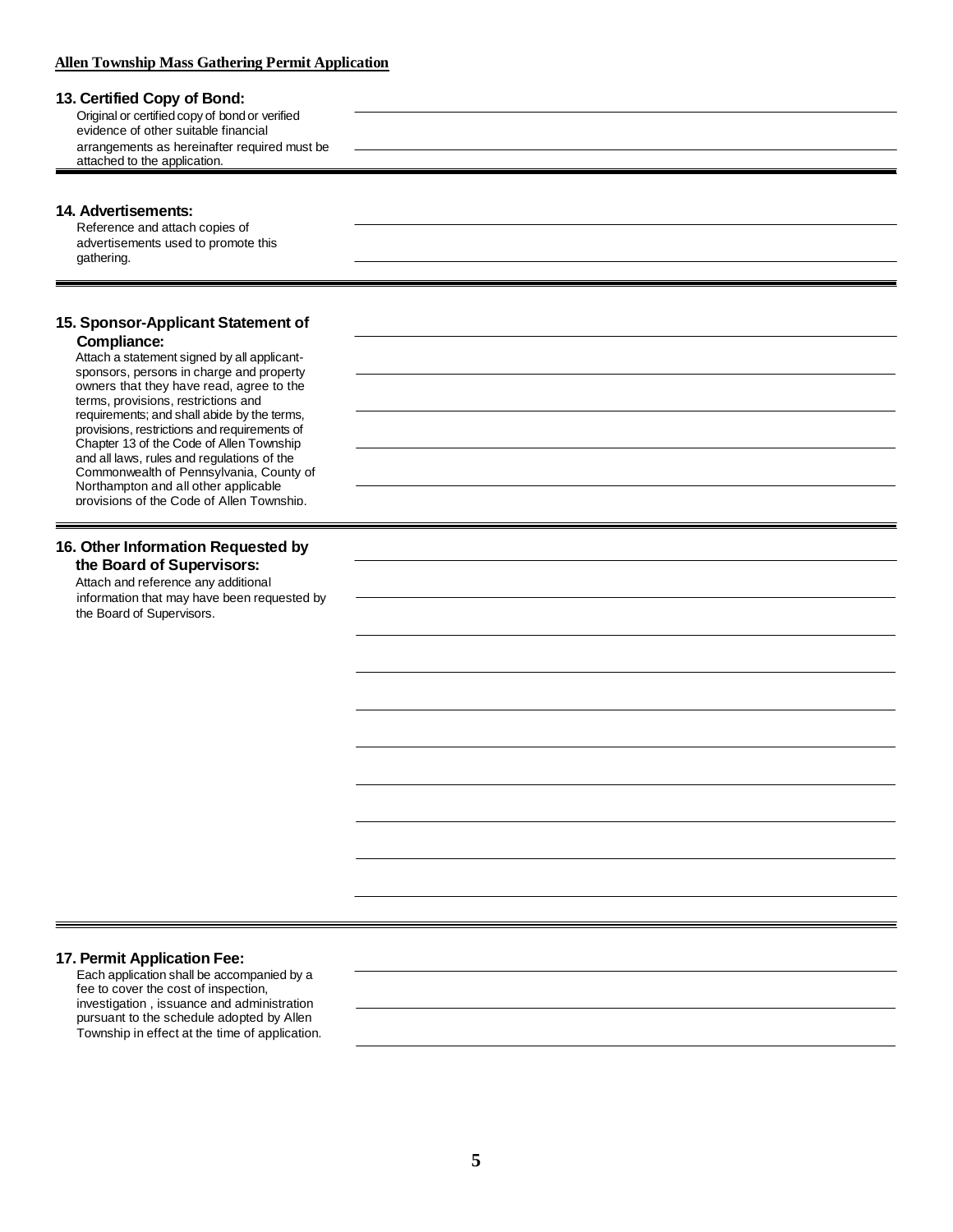**Allen Township Mass Gathering Permit Application**

### 13. Certified Copy of Bond:

Original or certified copy of bond or verified evidence of other suitable financial arrangements as hereinafter required must be attached to the application.

---

### 14. Advertisements:

Reference and attach copies of advertisements used to promote this gathering.

---

### 15. Sponsor-Applicant Statement of Compliance:

Attach a statement signed by all applicant-sponsors, persons in charge and property owners that they have read, agree to the terms, provisions, restrictions and requirements; and shall abide by the terms, provisions, restrictions and requirements of Chapter 13 of the Code of Allen Township and all laws, rules and regulations of the Commonwealth of Pennsylvania, County of Northampton and all other applicable provisions of the Code of Allen Township.

---

### 16. Other Information Requested by the Board of Supervisors:

Attach and reference any additional information that may have been requested by the Board of Supervisors.

---

### 17. Permit Application Fee:

Each application shall be accompanied by a fee to cover the cost of inspection, investigation , issuance and administration pursuant to the schedule adopted by Allen Township in effect at the time of application.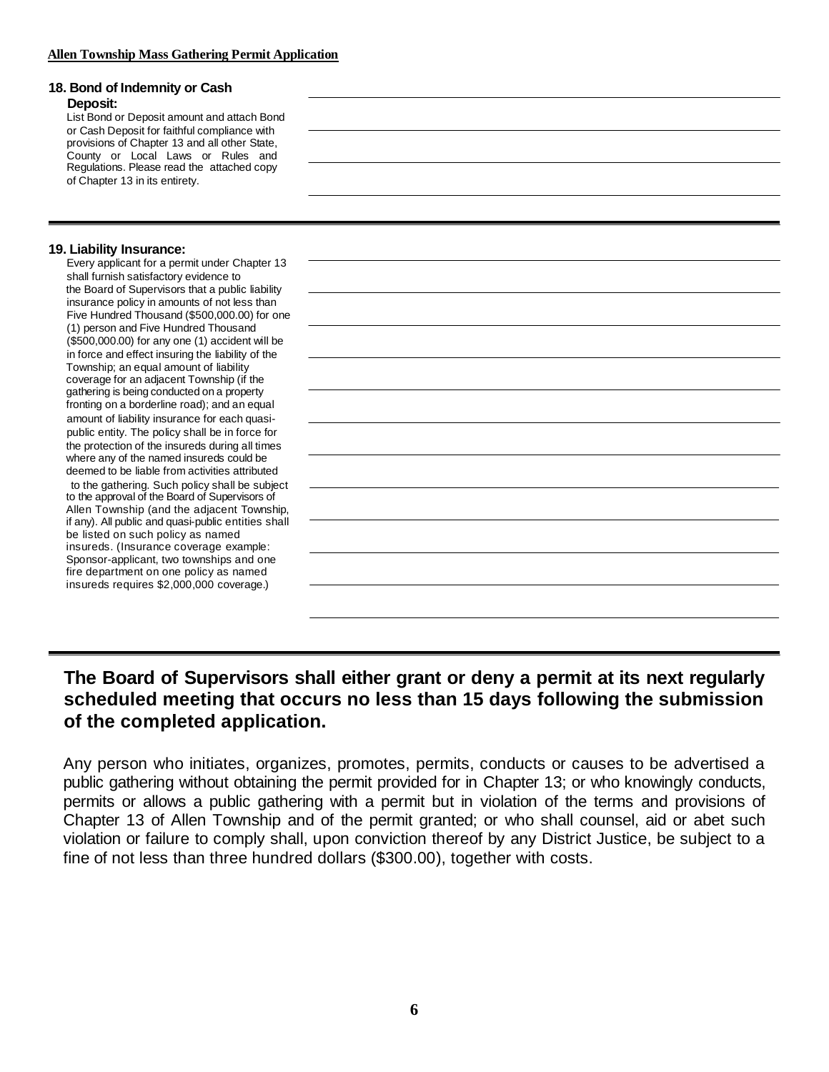**18. Bond of Indemnity or Cash Deposit:**

List Bond or Deposit amount and attach Bond or Cash Deposit for faithful compliance with provisions of Chapter 13 and all other State, County or Local Laws or Rules and Regulations. Please read the attached copy of Chapter 13 in its entirety.

---

**19. Liability Insurance:**

Every applicant for a permit under Chapter 13 shall furnish satisfactory evidence to the Board of Supervisors that a public liability insurance policy in amounts of not less than Five Hundred Thousand ($500,000.00) for one (1) person and Five Hundred Thousand ($500,000.00) for any one (1) accident will be in force and effect insuring the liability of the Township; an equal amount of liability coverage for an adjacent Township (if the gathering is being conducted on a property fronting on a borderline road); and an equal amount of liability insurance for each quasi-public entity. The policy shall be in force for the protection of the insureds during all times where any of the named insureds could be deemed to be liable from activities attributed to the gathering. Such policy shall be subject to the approval of the Board of Supervisors of Allen Township (and the adjacent Township, if any). All public and quasi-public entities shall be listed on such policy as named insureds. (Insurance coverage example: Sponsor-applicant, two townships and one fire department on one policy as named insureds requires $2,000,000 coverage.)

---

**The Board of Supervisors shall either grant or deny a permit at its next regularly scheduled meeting that occurs no less than 15 days following the submission of the completed application.**

Any person who initiates, organizes, promotes, permits, conducts or causes to be advertised a public gathering without obtaining the permit provided for in Chapter 13; or who knowingly conducts, permits or allows a public gathering with a permit but in violation of the terms and provisions of Chapter 13 of Allen Township and of the permit granted; or who shall counsel, aid or abet such violation or failure to comply shall, upon conviction thereof by any District Justice, be subject to a fine of not less than three hundred dollars ($300.00), together with costs.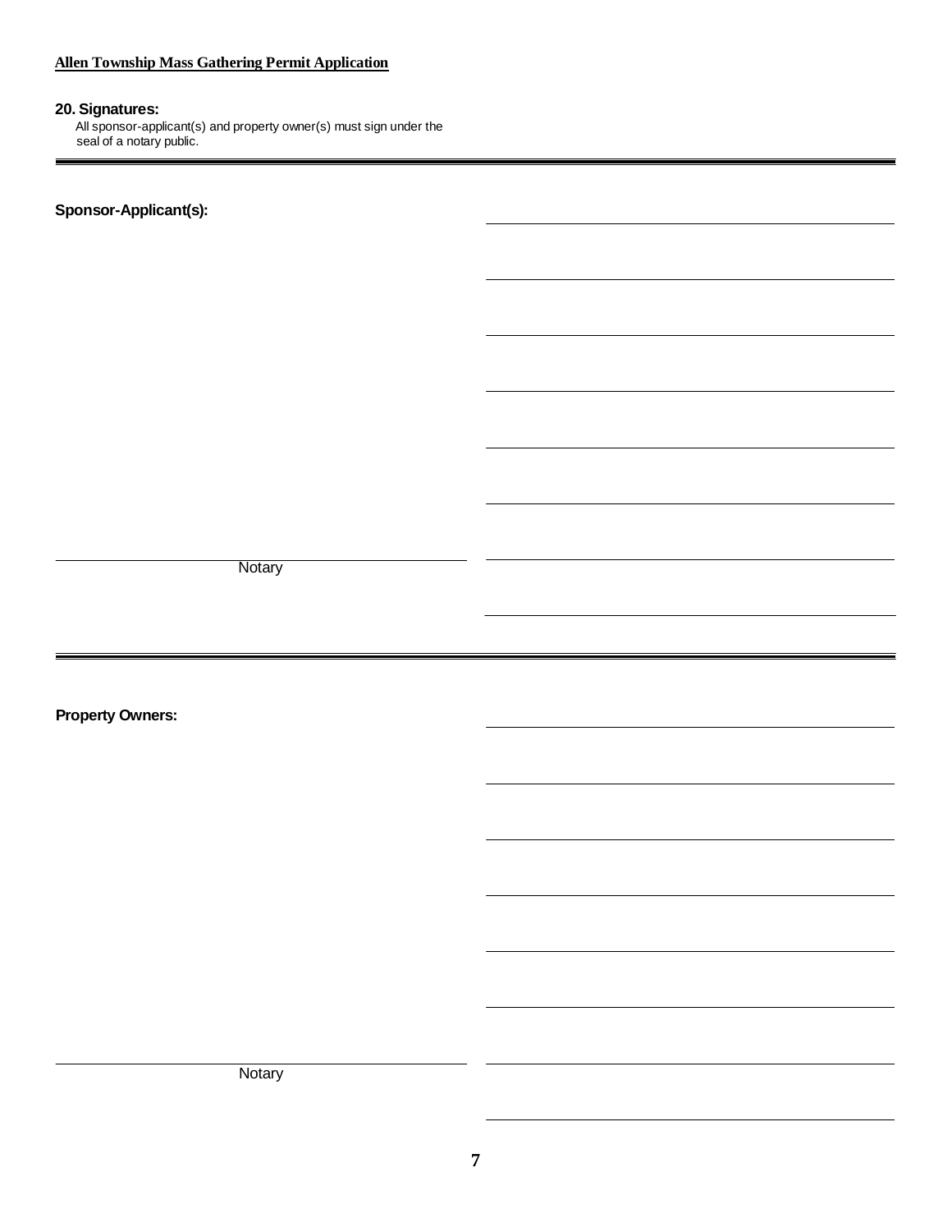**Allen Township Mass Gathering Permit Application**

**20. Signatures:**

All sponsor-applicant(s) and property owner(s) must sign under the seal of a notary public.

---

**Sponsor-Applicant(s):**

\_\_\_\_\_\_\_\_\_\_\_\_\_\_\_\_\_\_\_\_\_\_\_\_\_\_\_\_\_\_

\_\_\_\_\_\_\_\_\_\_\_\_\_\_\_\_\_\_\_\_\_\_\_\_\_\_\_\_\_\_

\_\_\_\_\_\_\_\_\_\_\_\_\_\_\_\_\_\_\_\_\_\_\_\_\_\_\_\_\_\_

\_\_\_\_\_\_\_\_\_\_\_\_\_\_\_\_\_\_\_\_\_\_\_\_\_\_\_\_\_\_

\_\_\_\_\_\_\_\_\_\_\_\_\_\_\_\_\_\_\_\_\_\_\_\_\_\_\_\_\_\_

\_\_\_\_\_\_\_\_\_\_\_\_\_\_\_\_\_\_\_\_\_\_\_\_\_\_\_\_\_\_

\_\_\_\_\_\_\_\_\_\_\_\_\_\_\_\_\_\_\_\_\_\_\_\_\_\_\_\_\_\_

\_\_\_\_\_\_\_\_\_\_\_\_\_\_\_\_\_\_\_\_\_\_\_\_\_\_\_\_\_\_

\_\_\_\_\_\_\_\_\_\_\_\_\_\_\_\_\_\_\_\_\_\_\_\_\_\_\_\_\_\_
Notary

---

**Property Owners:**

\_\_\_\_\_\_\_\_\_\_\_\_\_\_\_\_\_\_\_\_\_\_\_\_\_\_\_\_\_\_

\_\_\_\_\_\_\_\_\_\_\_\_\_\_\_\_\_\_\_\_\_\_\_\_\_\_\_\_\_\_

\_\_\_\_\_\_\_\_\_\_\_\_\_\_\_\_\_\_\_\_\_\_\_\_\_\_\_\_\_\_

\_\_\_\_\_\_\_\_\_\_\_\_\_\_\_\_\_\_\_\_\_\_\_\_\_\_\_\_\_\_

\_\_\_\_\_\_\_\_\_\_\_\_\_\_\_\_\_\_\_\_\_\_\_\_\_\_\_\_\_\_

\_\_\_\_\_\_\_\_\_\_\_\_\_\_\_\_\_\_\_\_\_\_\_\_\_\_\_\_\_\_

\_\_\_\_\_\_\_\_\_\_\_\_\_\_\_\_\_\_\_\_\_\_\_\_\_\_\_\_\_\_

\_\_\_\_\_\_\_\_\_\_\_\_\_\_\_\_\_\_\_\_\_\_\_\_\_\_\_\_\_\_

\_\_\_\_\_\_\_\_\_\_\_\_\_\_\_\_\_\_\_\_\_\_\_\_\_\_\_\_\_\_
Notary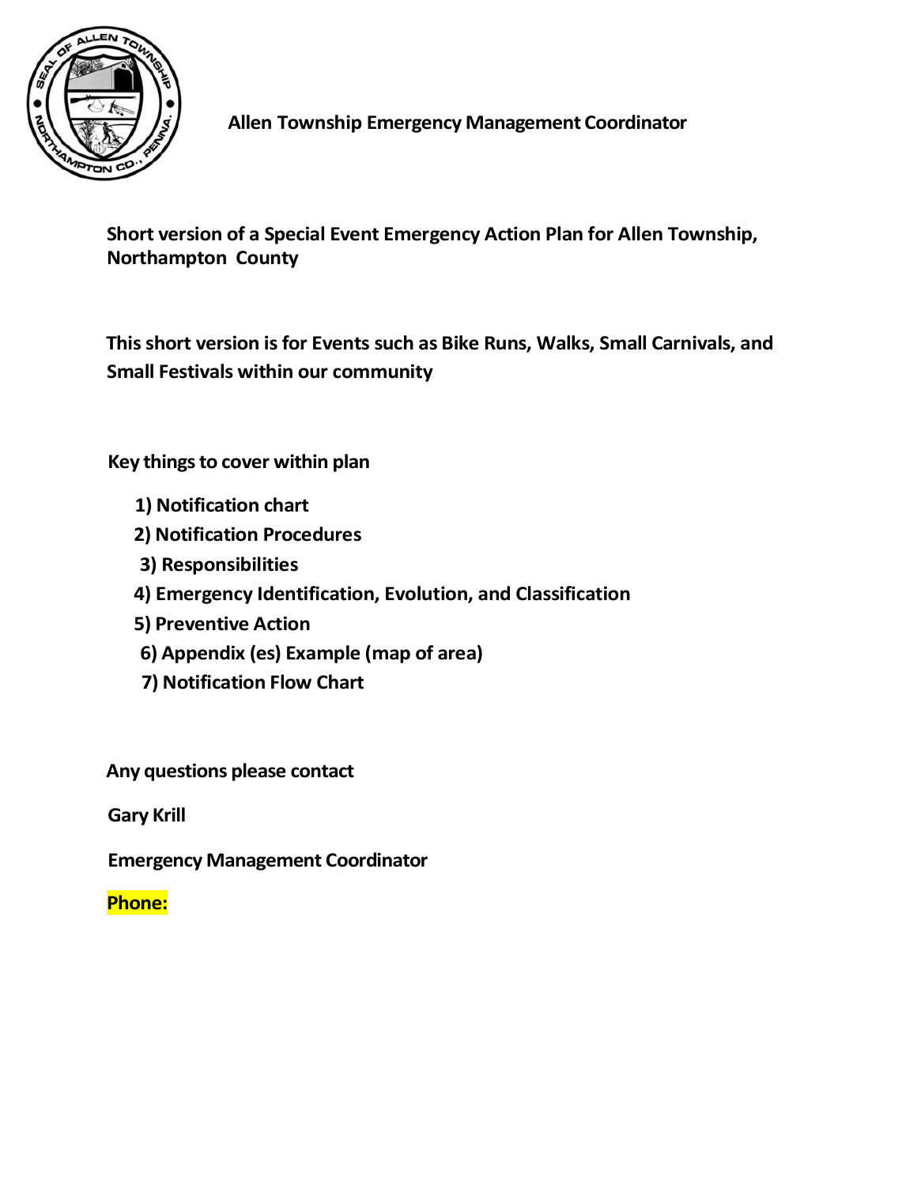**Allen Township Emergency Management Coordinator**

**Short version of a Special Event Emergency Action Plan for Allen Township, Northampton County**

**This short version is for Events such as Bike Runs, Walks, Small Carnivals, and Small Festivals within our community**

**Key things to cover within plan**

1) **Notification chart**
2) **Notification Procedures**
3) **Responsibilities**
4) **Emergency Identification, Evolution, and Classification**
5) **Preventive Action**
6) **Appendix (es) Example (map of area)**
7) **Notification Flow Chart**

**Any questions please contact**

**Gary Krill**

**Emergency Management Coordinator**

**Phone:**